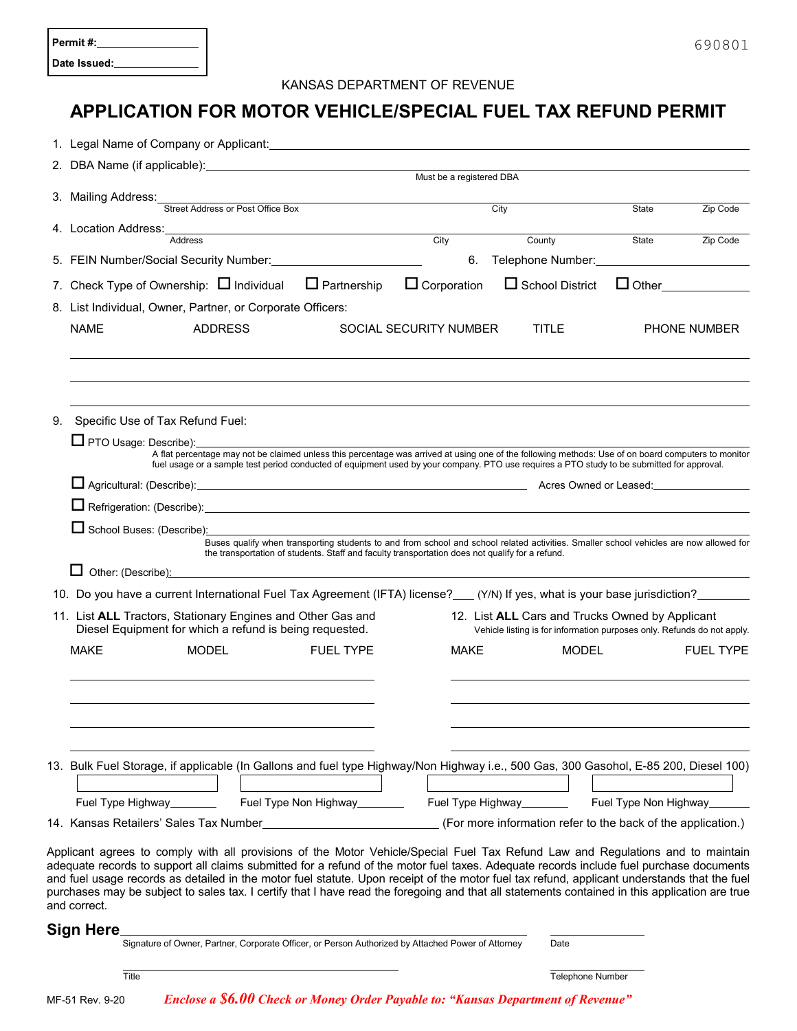Permit #:\_\_\_\_\_\_\_\_\_\_\_\_\_\_\_\_

Date Issued:\_\_\_\_\_\_\_\_\_\_\_\_\_\_

690801

KANSAS DEPARTMENT OF REVENUE

# APPLICATION FOR MOTOR VEHICLE/SPECIAL FUEL TAX REFUND PERMIT

1. Legal Name of Company or Applicant: \_\_\_\_\_\_\_\_\_\_\_\_\_\_\_\_\_\_\_\_

2. DBA Name (if applicable): \_\_\_\_\_\_\_\_\_\_\_\_\_\_\_\_\_\_\_\_
   Must be a registered DBA

3. Mailing Address: \_\_\_\_\_\_\_\_\_\_\_\_\_\_\_\_\_\_\_\_
   Street Address or Post Office Box | City | State | Zip Code

4. Location Address: \_\_\_\_\_\_\_\_\_\_\_\_\_\_\_\_\_\_\_\_
   Address | City | County | State | Zip Code

5. FEIN Number/Social Security Number: \_\_\_\_\_\_\_\_\_\_\_\_\_\_\_\_\_\_\_\_ 6. Telephone Number: \_\_\_\_\_\_\_\_\_\_\_\_\_\_\_\_\_\_\_\_

7. Check Type of Ownership: ☐ Individual ☐ Partnership ☐ Corporation ☐ School District ☐ Other\_\_\_\_\_\_\_\_\_\_

8. List Individual, Owner, Partner, or Corporate Officers:

| NAME | ADDRESS | SOCIAL SECURITY NUMBER | TITLE | PHONE NUMBER |
|---|---|---|---|---|
| | | | | |
| | | | | |
| | | | | |

9. Specific Use of Tax Refund Fuel:

☐ PTO Usage: Describe): \_\_\_\_\_\_\_\_\_\_\_\_\_\_\_\_\_\_\_\_
A flat percentage may not be claimed unless this percentage was arrived at using one of the following methods: Use of on board computers to monitor fuel usage or a sample test period conducted of equipment used by your company. PTO use requires a PTO study to be submitted for approval.

☐ Agricultural: (Describe): \_\_\_\_\_\_\_\_\_\_\_\_\_\_\_\_\_\_\_\_ Acres Owned or Leased: \_\_\_\_\_\_\_\_\_\_

☐ Refrigeration: (Describe): \_\_\_\_\_\_\_\_\_\_\_\_\_\_\_\_\_\_\_\_

☐ School Buses: (Describe): \_\_\_\_\_\_\_\_\_\_\_\_\_\_\_\_\_\_\_\_
Buses qualify when transporting students to and from school and school related activities. Smaller school vehicles are now allowed for the transportation of students. Staff and faculty transportation does not qualify for a refund.

☐ Other: (Describe): \_\_\_\_\_\_\_\_\_\_\_\_\_\_\_\_\_\_\_\_

10. Do you have a current International Fuel Tax Agreement (IFTA) license?\_\_\_ (Y/N) If yes, what is your base jurisdiction?\_\_\_\_\_\_\_\_

11. List **ALL** Tractors, Stationary Engines and Other Gas and Diesel Equipment for which a refund is being requested.

| MAKE | MODEL | FUEL TYPE |
|---|---|---|
| | | |
| | | |
| | | |
| | | |

12. List **ALL** Cars and Trucks Owned by Applicant
Vehicle listing is for information purposes only. Refunds do not apply.

| MAKE | MODEL | FUEL TYPE |
|---|---|---|
| | | |
| | | |
| | | |
| | | |

13. Bulk Fuel Storage, if applicable (In Gallons and fuel type Highway/Non Highway i.e., 500 Gas, 300 Gasohol, E-85 200, Diesel 100)

| | | | |
|---|---|---|---|
| Fuel Type Highway\_\_\_\_\_\_\_\_ | Fuel Type Non Highway\_\_\_\_\_\_\_\_ | Fuel Type Highway\_\_\_\_\_\_\_\_ | Fuel Type Non Highway\_\_\_\_\_\_\_\_ |

14. Kansas Retailers' Sales Tax Number\_\_\_\_\_\_\_\_\_\_\_\_\_\_\_\_\_\_\_\_ (For more information refer to the back of the application.)

Applicant agrees to comply with all provisions of the Motor Vehicle/Special Fuel Tax Refund Law and Regulations and to maintain adequate records to support all claims submitted for a refund of the motor fuel taxes. Adequate records include fuel purchase documents and fuel usage records as detailed in the motor fuel statute. Upon receipt of the motor fuel tax refund, applicant understands that the fuel purchases may be subject to sales tax. I certify that I have read the foregoing and that all statements contained in this application are true and correct.

**Sign Here** \_\_\_\_\_\_\_\_\_\_\_\_\_\_\_\_\_\_\_\_ \_\_\_\_\_\_\_\_\_\_
Signature of Owner, Partner, Corporate Officer, or Person Authorized by Attached Power of Attorney | Date

\_\_\_\_\_\_\_\_\_\_\_\_\_\_\_\_\_\_\_\_ \_\_\_\_\_\_\_\_\_\_
Title | Telephone Number

MF-51 Rev. 9-20 ***Enclose a $6.00 Check or Money Order Payable to: "Kansas Department of Revenue"***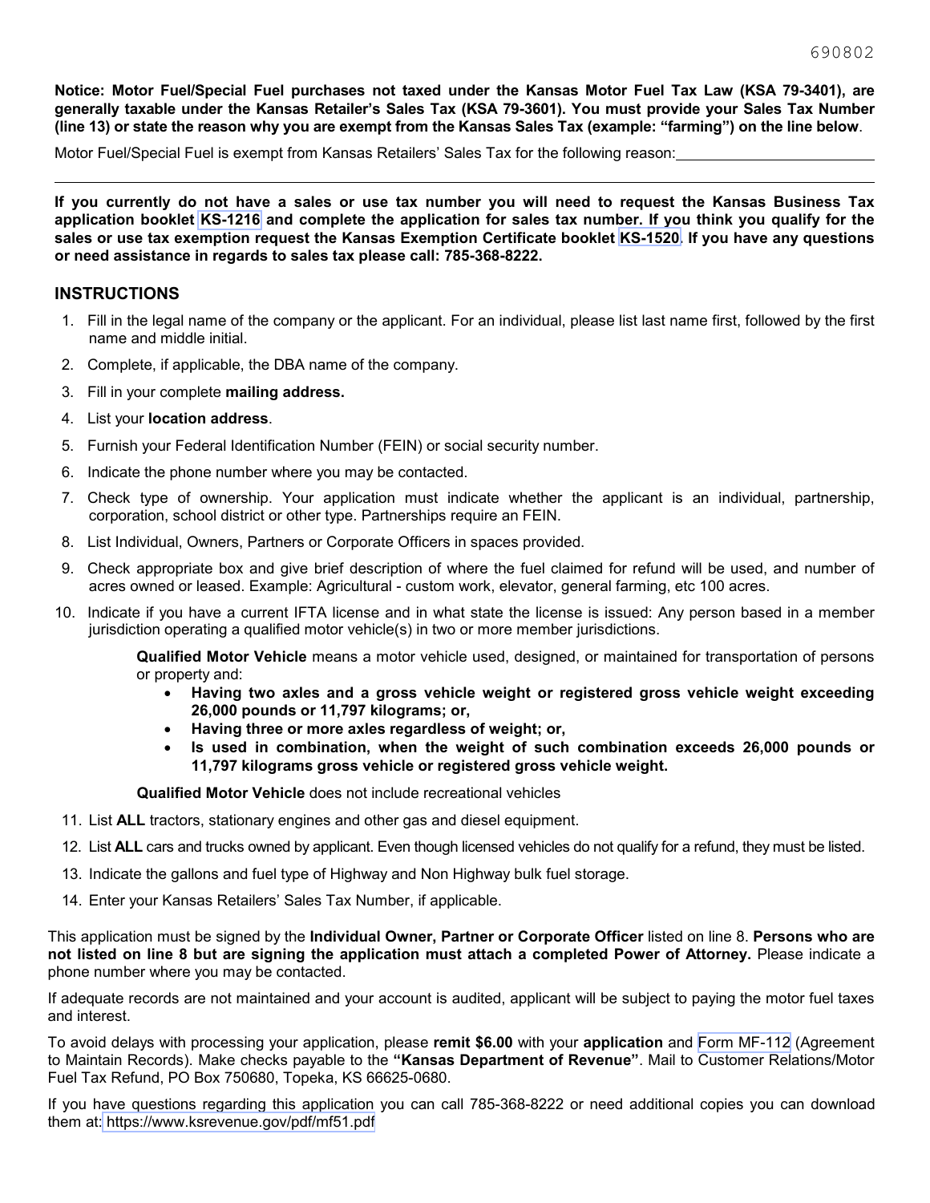**Notice: Motor Fuel/Special Fuel purchases not taxed under the Kansas Motor Fuel Tax Law (KSA 79-3401), are generally taxable under the Kansas Retailer's Sales Tax (KSA 79-3601). You must provide your Sales Tax Number (line 13) or state the reason why you are exempt from the Kansas Sales Tax (example: "farming") on the line below**.

Motor Fuel/Special Fuel is exempt from Kansas Retailers' Sales Tax for the following reason: ______________________

**If you currently do not have a sales or use tax number you will need to request the Kansas Business Tax application booklet KS-1216 and complete the application for sales tax number. If you think you qualify for the sales or use tax exemption request the Kansas Exemption Certificate booklet KS-1520. If you have any questions or need assistance in regards to sales tax please call: 785-368-8222.**

## INSTRUCTIONS

1. Fill in the legal name of the company or the applicant. For an individual, please list last name first, followed by the first name and middle initial.
2. Complete, if applicable, the DBA name of the company.
3. Fill in your complete **mailing address.**
4. List your **location address**.
5. Furnish your Federal Identification Number (FEIN) or social security number.
6. Indicate the phone number where you may be contacted.
7. Check type of ownership. Your application must indicate whether the applicant is an individual, partnership, corporation, school district or other type. Partnerships require an FEIN.
8. List Individual, Owners, Partners or Corporate Officers in spaces provided.
9. Check appropriate box and give brief description of where the fuel claimed for refund will be used, and number of acres owned or leased. Example: Agricultural - custom work, elevator, general farming, etc 100 acres.
10. Indicate if you have a current IFTA license and in what state the license is issued: Any person based in a member jurisdiction operating a qualified motor vehicle(s) in two or more member jurisdictions.

    **Qualified Motor Vehicle** means a motor vehicle used, designed, or maintained for transportation of persons or property and:
    - **Having two axles and a gross vehicle weight or registered gross vehicle weight exceeding 26,000 pounds or 11,797 kilograms; or,**
    - **Having three or more axles regardless of weight; or,**
    - **Is used in combination, when the weight of such combination exceeds 26,000 pounds or 11,797 kilograms gross vehicle or registered gross vehicle weight.**

    **Qualified Motor Vehicle** does not include recreational vehicles
11. List **ALL** tractors, stationary engines and other gas and diesel equipment.
12. List **ALL** cars and trucks owned by applicant. Even though licensed vehicles do not qualify for a refund, they must be listed.
13. Indicate the gallons and fuel type of Highway and Non Highway bulk fuel storage.
14. Enter your Kansas Retailers' Sales Tax Number, if applicable.

This application must be signed by the **Individual Owner, Partner or Corporate Officer** listed on line 8. **Persons who are not listed on line 8 but are signing the application must attach a completed Power of Attorney.** Please indicate a phone number where you may be contacted.

If adequate records are not maintained and your account is audited, applicant will be subject to paying the motor fuel taxes and interest.

To avoid delays with processing your application, please **remit $6.00** with your **application** and Form MF-112 (Agreement to Maintain Records). Make checks payable to the **"Kansas Department of Revenue"**. Mail to Customer Relations/Motor Fuel Tax Refund, PO Box 750680, Topeka, KS 66625-0680.

If you have questions regarding this application you can call 785-368-8222 or need additional copies you can download them at: https://www.ksrevenue.gov/pdf/mf51.pdf